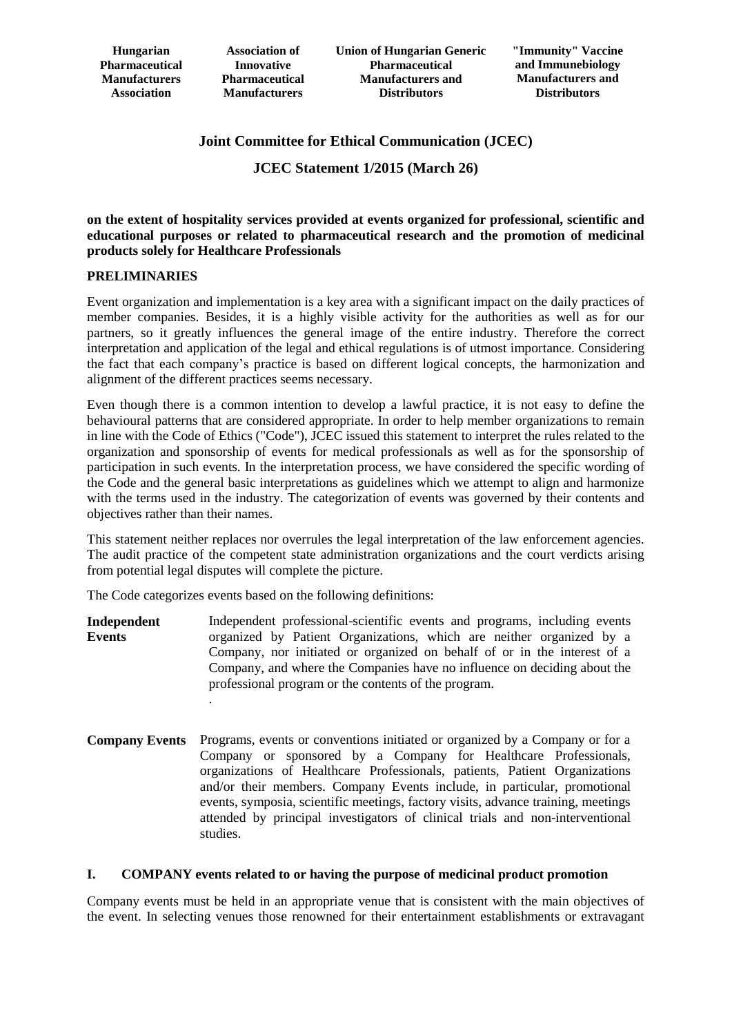| Hungarian Pharmaceutical Manufacturers Association | Association of Innovative Pharmaceutical Manufacturers | Union of Hungarian Generic Pharmaceutical Manufacturers and Distributors | "Immunity" Vaccine and Immunebiology Manufacturers and Distributors |
|---|---|---|---|

**Joint Committee for Ethical Communication (JCEC)**

**JCEC Statement 1/2015 (March 26)**

**on the extent of hospitality services provided at events organized for professional, scientific and educational purposes or related to pharmaceutical research and the promotion of medicinal products solely for Healthcare Professionals**

## PRELIMINARIES

Event organization and implementation is a key area with a significant impact on the daily practices of member companies. Besides, it is a highly visible activity for the authorities as well as for our partners, so it greatly influences the general image of the entire industry. Therefore the correct interpretation and application of the legal and ethical regulations is of utmost importance. Considering the fact that each company's practice is based on different logical concepts, the harmonization and alignment of the different practices seems necessary.

Even though there is a common intention to develop a lawful practice, it is not easy to define the behavioural patterns that are considered appropriate. In order to help member organizations to remain in line with the Code of Ethics ("Code"), JCEC issued this statement to interpret the rules related to the organization and sponsorship of events for medical professionals as well as for the sponsorship of participation in such events. In the interpretation process, we have considered the specific wording of the Code and the general basic interpretations as guidelines which we attempt to align and harmonize with the terms used in the industry. The categorization of events was governed by their contents and objectives rather than their names.

This statement neither replaces nor overrules the legal interpretation of the law enforcement agencies. The audit practice of the competent state administration organizations and the court verdicts arising from potential legal disputes will complete the picture.

The Code categorizes events based on the following definitions:

**Independent Events** Independent professional-scientific events and programs, including events organized by Patient Organizations, which are neither organized by a Company, nor initiated or organized on behalf of or in the interest of a Company, and where the Companies have no influence on deciding about the professional program or the contents of the program.

**Company Events** Programs, events or conventions initiated or organized by a Company or for a Company or sponsored by a Company for Healthcare Professionals, organizations of Healthcare Professionals, patients, Patient Organizations and/or their members. Company Events include, in particular, promotional events, symposia, scientific meetings, factory visits, advance training, meetings attended by principal investigators of clinical trials and non-interventional studies.

## I. COMPANY events related to or having the purpose of medicinal product promotion

Company events must be held in an appropriate venue that is consistent with the main objectives of the event. In selecting venues those renowned for their entertainment establishments or extravagant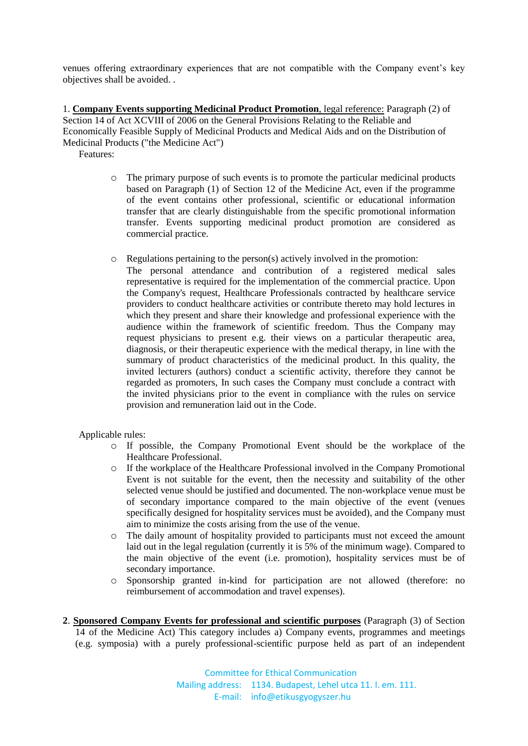venues offering extraordinary experiences that are not compatible with the Company event's key objectives shall be avoided. .

1. **<u>Company Events supporting Medicinal Product Promotion</u>**, <u>legal reference:</u> Paragraph (2) of Section 14 of Act XCVIII of 2006 on the General Provisions Relating to the Reliable and Economically Feasible Supply of Medicinal Products and Medical Aids and on the Distribution of Medicinal Products ("the Medicine Act")

Features:

- The primary purpose of such events is to promote the particular medicinal products based on Paragraph (1) of Section 12 of the Medicine Act, even if the programme of the event contains other professional, scientific or educational information transfer that are clearly distinguishable from the specific promotional information transfer. Events supporting medicinal product promotion are considered as commercial practice.

- Regulations pertaining to the person(s) actively involved in the promotion:
  The personal attendance and contribution of a registered medical sales representative is required for the implementation of the commercial practice. Upon the Company's request, Healthcare Professionals contracted by healthcare service providers to conduct healthcare activities or contribute thereto may hold lectures in which they present and share their knowledge and professional experience with the audience within the framework of scientific freedom. Thus the Company may request physicians to present e.g. their views on a particular therapeutic area, diagnosis, or their therapeutic experience with the medical therapy, in line with the summary of product characteristics of the medicinal product. In this quality, the invited lecturers (authors) conduct a scientific activity, therefore they cannot be regarded as promoters, In such cases the Company must conclude a contract with the invited physicians prior to the event in compliance with the rules on service provision and remuneration laid out in the Code.

Applicable rules:

- If possible, the Company Promotional Event should be the workplace of the Healthcare Professional.
- If the workplace of the Healthcare Professional involved in the Company Promotional Event is not suitable for the event, then the necessity and suitability of the other selected venue should be justified and documented. The non-workplace venue must be of secondary importance compared to the main objective of the event (venues specifically designed for hospitality services must be avoided), and the Company must aim to minimize the costs arising from the use of the venue.
- The daily amount of hospitality provided to participants must not exceed the amount laid out in the legal regulation (currently it is 5% of the minimum wage). Compared to the main objective of the event (i.e. promotion), hospitality services must be of secondary importance.
- Sponsorship granted in-kind for participation are not allowed (therefore: no reimbursement of accommodation and travel expenses).

2. **<u>Sponsored Company Events for professional and scientific purposes</u>** (Paragraph (3) of Section 14 of the Medicine Act) This category includes a) Company events, programmes and meetings (e.g. symposia) with a purely professional-scientific purpose held as part of an independent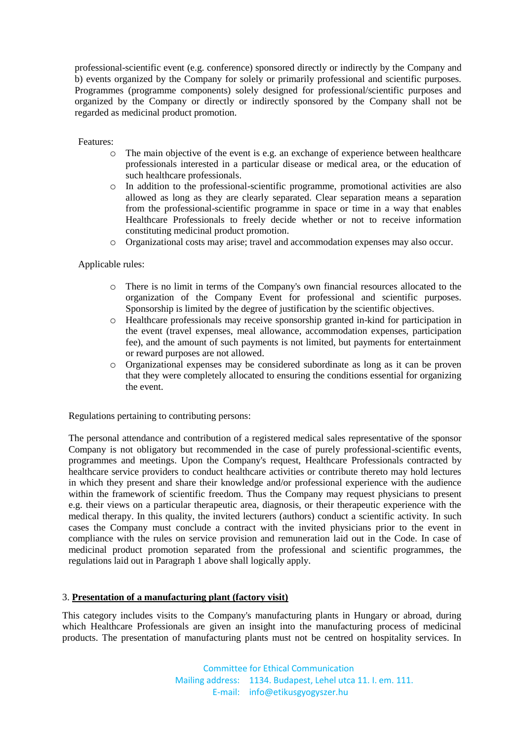professional-scientific event (e.g. conference) sponsored directly or indirectly by the Company and b) events organized by the Company for solely or primarily professional and scientific purposes. Programmes (programme components) solely designed for professional/scientific purposes and organized by the Company or directly or indirectly sponsored by the Company shall not be regarded as medicinal product promotion.

Features:

- The main objective of the event is e.g. an exchange of experience between healthcare professionals interested in a particular disease or medical area, or the education of such healthcare professionals.
- In addition to the professional-scientific programme, promotional activities are also allowed as long as they are clearly separated. Clear separation means a separation from the professional-scientific programme in space or time in a way that enables Healthcare Professionals to freely decide whether or not to receive information constituting medicinal product promotion.
- Organizational costs may arise; travel and accommodation expenses may also occur.

Applicable rules:

- There is no limit in terms of the Company's own financial resources allocated to the organization of the Company Event for professional and scientific purposes. Sponsorship is limited by the degree of justification by the scientific objectives.
- Healthcare professionals may receive sponsorship granted in-kind for participation in the event (travel expenses, meal allowance, accommodation expenses, participation fee), and the amount of such payments is not limited, but payments for entertainment or reward purposes are not allowed.
- Organizational expenses may be considered subordinate as long as it can be proven that they were completely allocated to ensuring the conditions essential for organizing the event.

Regulations pertaining to contributing persons:

The personal attendance and contribution of a registered medical sales representative of the sponsor Company is not obligatory but recommended in the case of purely professional-scientific events, programmes and meetings. Upon the Company's request, Healthcare Professionals contracted by healthcare service providers to conduct healthcare activities or contribute thereto may hold lectures in which they present and share their knowledge and/or professional experience with the audience within the framework of scientific freedom. Thus the Company may request physicians to present e.g. their views on a particular therapeutic area, diagnosis, or their therapeutic experience with the medical therapy. In this quality, the invited lecturers (authors) conduct a scientific activity. In such cases the Company must conclude a contract with the invited physicians prior to the event in compliance with the rules on service provision and remuneration laid out in the Code. In case of medicinal product promotion separated from the professional and scientific programmes, the regulations laid out in Paragraph 1 above shall logically apply.

## 3. **Presentation of a manufacturing plant (factory visit)**

This category includes visits to the Company's manufacturing plants in Hungary or abroad, during which Healthcare Professionals are given an insight into the manufacturing process of medicinal products. The presentation of manufacturing plants must not be centred on hospitality services. In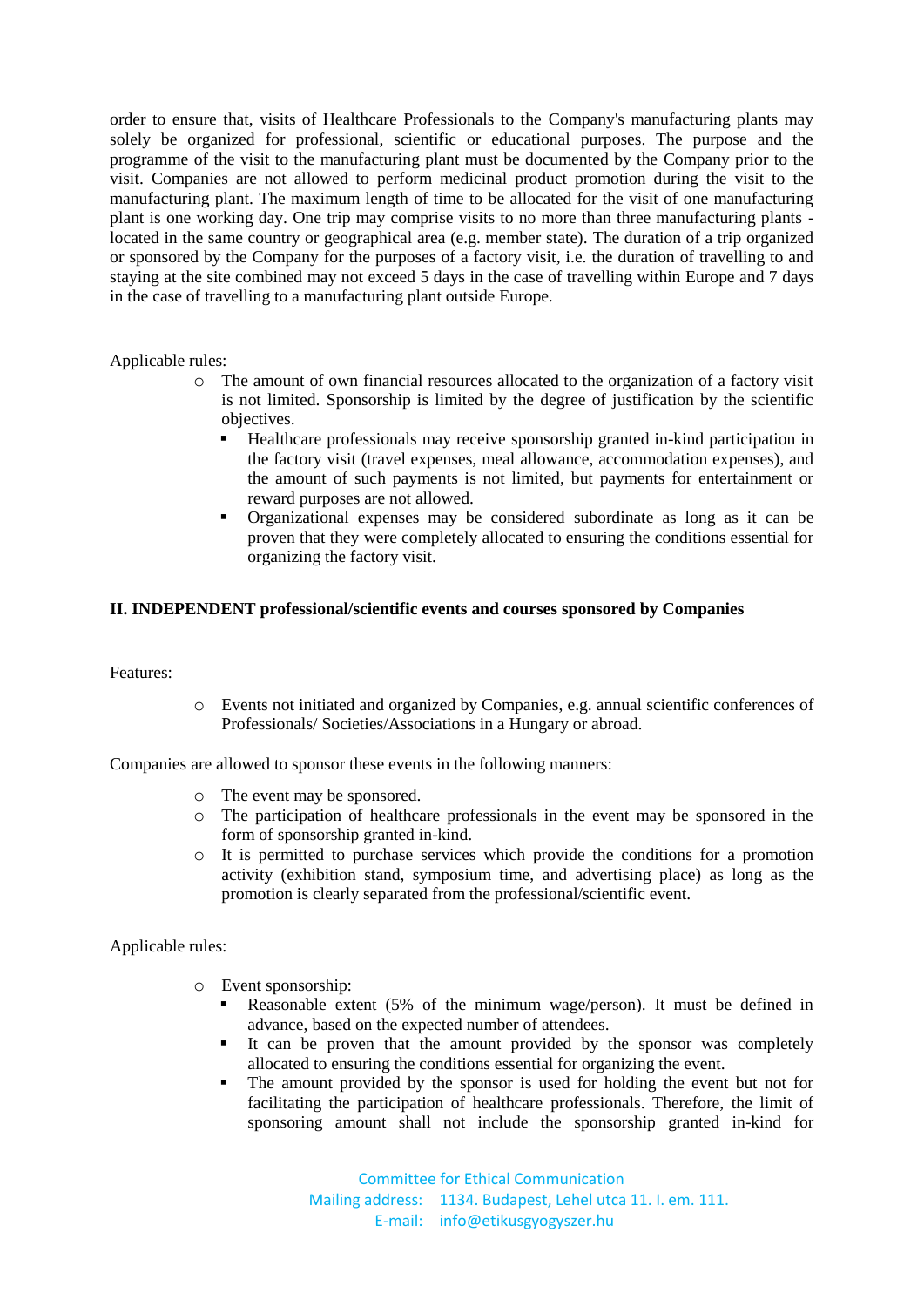order to ensure that, visits of Healthcare Professionals to the Company's manufacturing plants may solely be organized for professional, scientific or educational purposes. The purpose and the programme of the visit to the manufacturing plant must be documented by the Company prior to the visit. Companies are not allowed to perform medicinal product promotion during the visit to the manufacturing plant. The maximum length of time to be allocated for the visit of one manufacturing plant is one working day. One trip may comprise visits to no more than three manufacturing plants - located in the same country or geographical area (e.g. member state). The duration of a trip organized or sponsored by the Company for the purposes of a factory visit, i.e. the duration of travelling to and staying at the site combined may not exceed 5 days in the case of travelling within Europe and 7 days in the case of travelling to a manufacturing plant outside Europe.

Applicable rules:

- The amount of own financial resources allocated to the organization of a factory visit is not limited. Sponsorship is limited by the degree of justification by the scientific objectives.
  - Healthcare professionals may receive sponsorship granted in-kind participation in the factory visit (travel expenses, meal allowance, accommodation expenses), and the amount of such payments is not limited, but payments for entertainment or reward purposes are not allowed.
  - Organizational expenses may be considered subordinate as long as it can be proven that they were completely allocated to ensuring the conditions essential for organizing the factory visit.

## II. INDEPENDENT professional/scientific events and courses sponsored by Companies

Features:

- Events not initiated and organized by Companies, e.g. annual scientific conferences of Professionals/ Societies/Associations in a Hungary or abroad.

Companies are allowed to sponsor these events in the following manners:

- The event may be sponsored.
- The participation of healthcare professionals in the event may be sponsored in the form of sponsorship granted in-kind.
- It is permitted to purchase services which provide the conditions for a promotion activity (exhibition stand, symposium time, and advertising place) as long as the promotion is clearly separated from the professional/scientific event.

Applicable rules:

- Event sponsorship:
  - Reasonable extent (5% of the minimum wage/person). It must be defined in advance, based on the expected number of attendees.
  - It can be proven that the amount provided by the sponsor was completely allocated to ensuring the conditions essential for organizing the event.
  - The amount provided by the sponsor is used for holding the event but not for facilitating the participation of healthcare professionals. Therefore, the limit of sponsoring amount shall not include the sponsorship granted in-kind for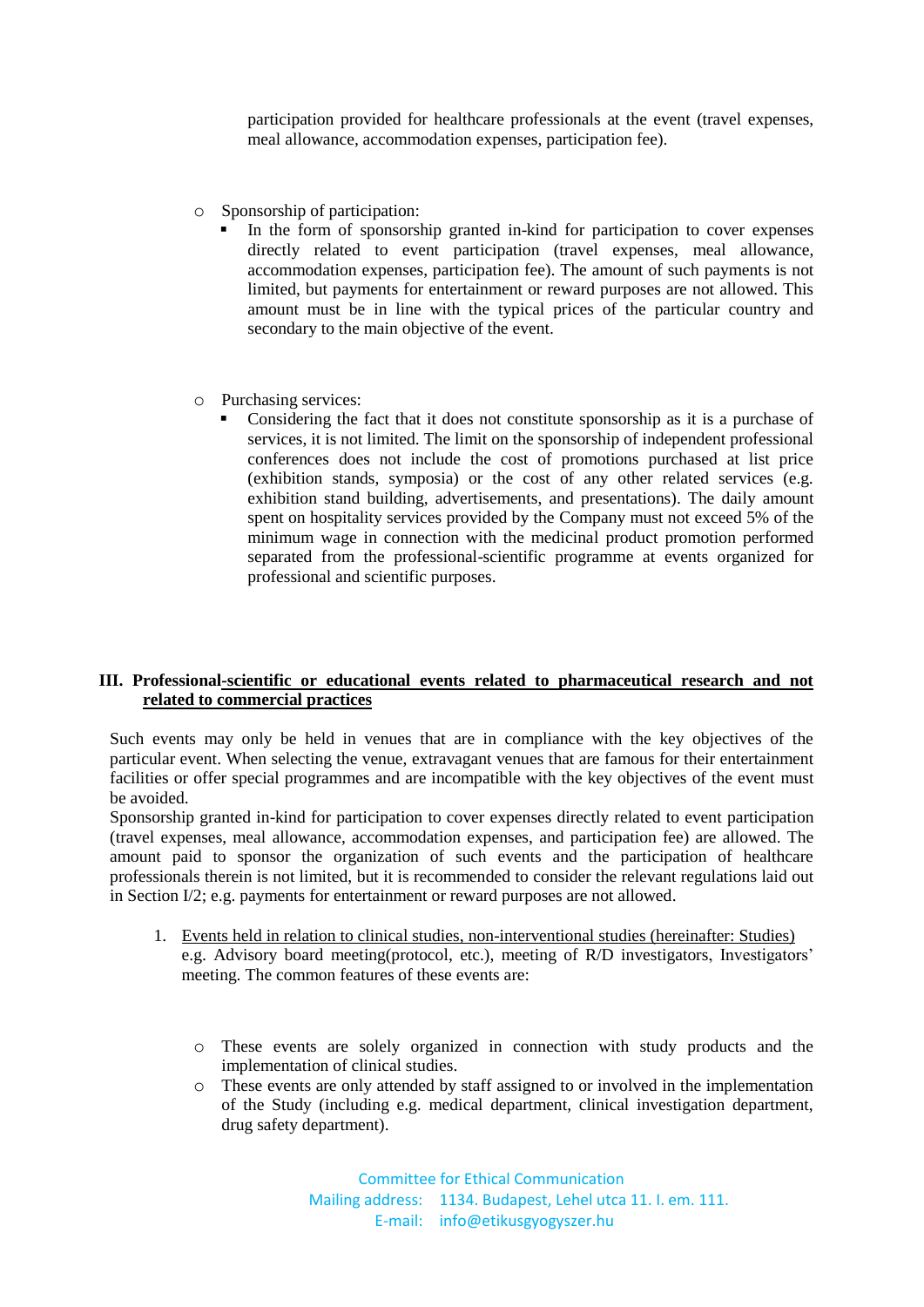participation provided for healthcare professionals at the event (travel expenses, meal allowance, accommodation expenses, participation fee).

- Sponsorship of participation:
  - In the form of sponsorship granted in-kind for participation to cover expenses directly related to event participation (travel expenses, meal allowance, accommodation expenses, participation fee). The amount of such payments is not limited, but payments for entertainment or reward purposes are not allowed. This amount must be in line with the typical prices of the particular country and secondary to the main objective of the event.

- Purchasing services:
  - Considering the fact that it does not constitute sponsorship as it is a purchase of services, it is not limited. The limit on the sponsorship of independent professional conferences does not include the cost of promotions purchased at list price (exhibition stands, symposia) or the cost of any other related services (e.g. exhibition stand building, advertisements, and presentations). The daily amount spent on hospitality services provided by the Company must not exceed 5% of the minimum wage in connection with the medicinal product promotion performed separated from the professional-scientific programme at events organized for professional and scientific purposes.

## III. Professional-scientific or educational events related to pharmaceutical research and not related to commercial practices

Such events may only be held in venues that are in compliance with the key objectives of the particular event. When selecting the venue, extravagant venues that are famous for their entertainment facilities or offer special programmes and are incompatible with the key objectives of the event must be avoided.
Sponsorship granted in-kind for participation to cover expenses directly related to event participation (travel expenses, meal allowance, accommodation expenses, and participation fee) are allowed. The amount paid to sponsor the organization of such events and the participation of healthcare professionals therein is not limited, but it is recommended to consider the relevant regulations laid out in Section I/2; e.g. payments for entertainment or reward purposes are not allowed.

1. Events held in relation to clinical studies, non-interventional studies (hereinafter: Studies) e.g. Advisory board meeting(protocol, etc.), meeting of R/D investigators, Investigators' meeting. The common features of these events are:

   - These events are solely organized in connection with study products and the implementation of clinical studies.
   - These events are only attended by staff assigned to or involved in the implementation of the Study (including e.g. medical department, clinical investigation department, drug safety department).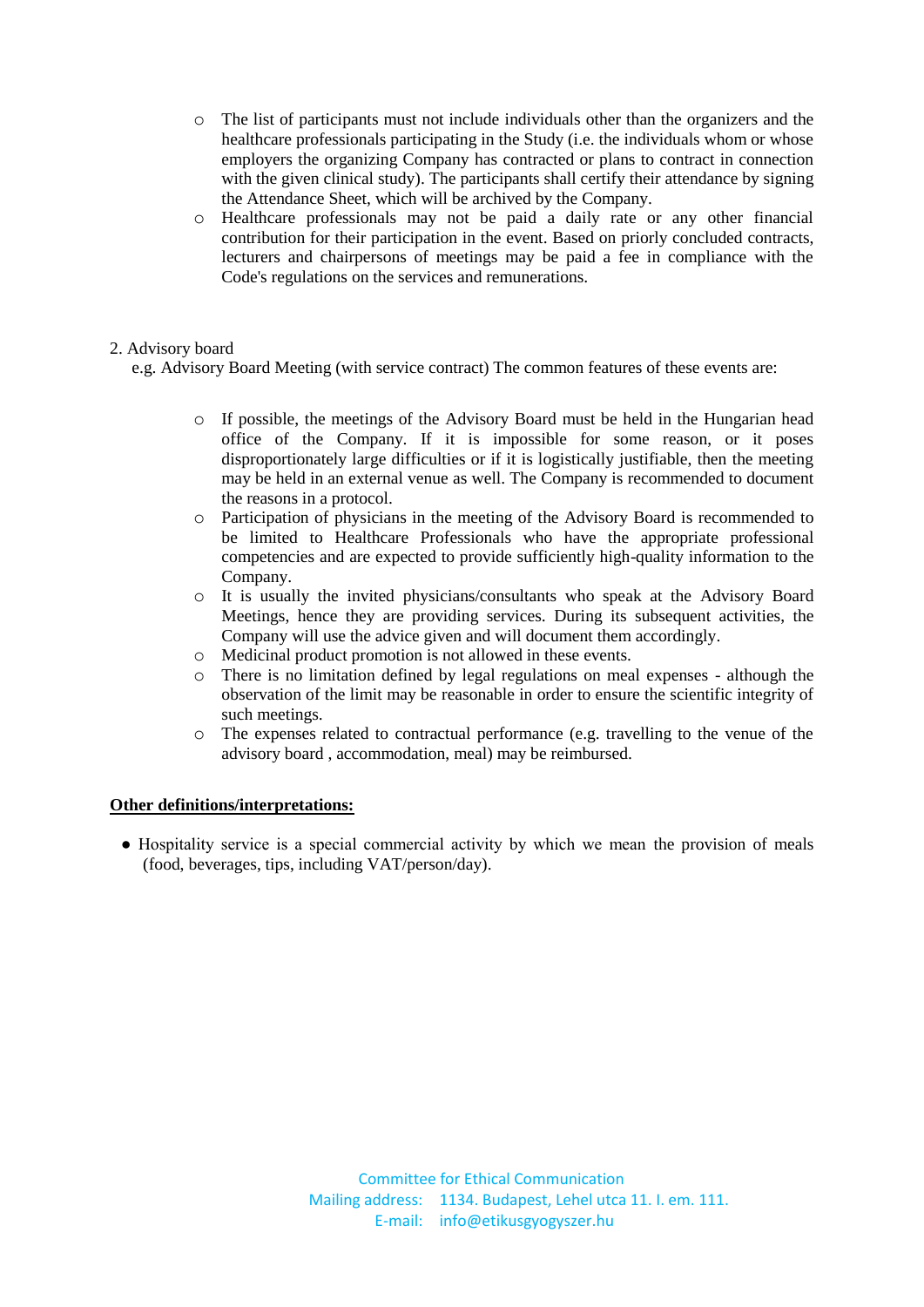- The list of participants must not include individuals other than the organizers and the healthcare professionals participating in the Study (i.e. the individuals whom or whose employers the organizing Company has contracted or plans to contract in connection with the given clinical study). The participants shall certify their attendance by signing the Attendance Sheet, which will be archived by the Company.
- Healthcare professionals may not be paid a daily rate or any other financial contribution for their participation in the event. Based on priorly concluded contracts, lecturers and chairpersons of meetings may be paid a fee in compliance with the Code's regulations on the services and remunerations.

2. Advisory board

e.g. Advisory Board Meeting (with service contract) The common features of these events are:

- If possible, the meetings of the Advisory Board must be held in the Hungarian head office of the Company. If it is impossible for some reason, or it poses disproportionately large difficulties or if it is logistically justifiable, then the meeting may be held in an external venue as well. The Company is recommended to document the reasons in a protocol.
- Participation of physicians in the meeting of the Advisory Board is recommended to be limited to Healthcare Professionals who have the appropriate professional competencies and are expected to provide sufficiently high-quality information to the Company.
- It is usually the invited physicians/consultants who speak at the Advisory Board Meetings, hence they are providing services. During its subsequent activities, the Company will use the advice given and will document them accordingly.
- Medicinal product promotion is not allowed in these events.
- There is no limitation defined by legal regulations on meal expenses - although the observation of the limit may be reasonable in order to ensure the scientific integrity of such meetings.
- The expenses related to contractual performance (e.g. travelling to the venue of the advisory board , accommodation, meal) may be reimbursed.

**<u>Other definitions/interpretations:</u>**

- Hospitality service is a special commercial activity by which we mean the provision of meals (food, beverages, tips, including VAT/person/day).